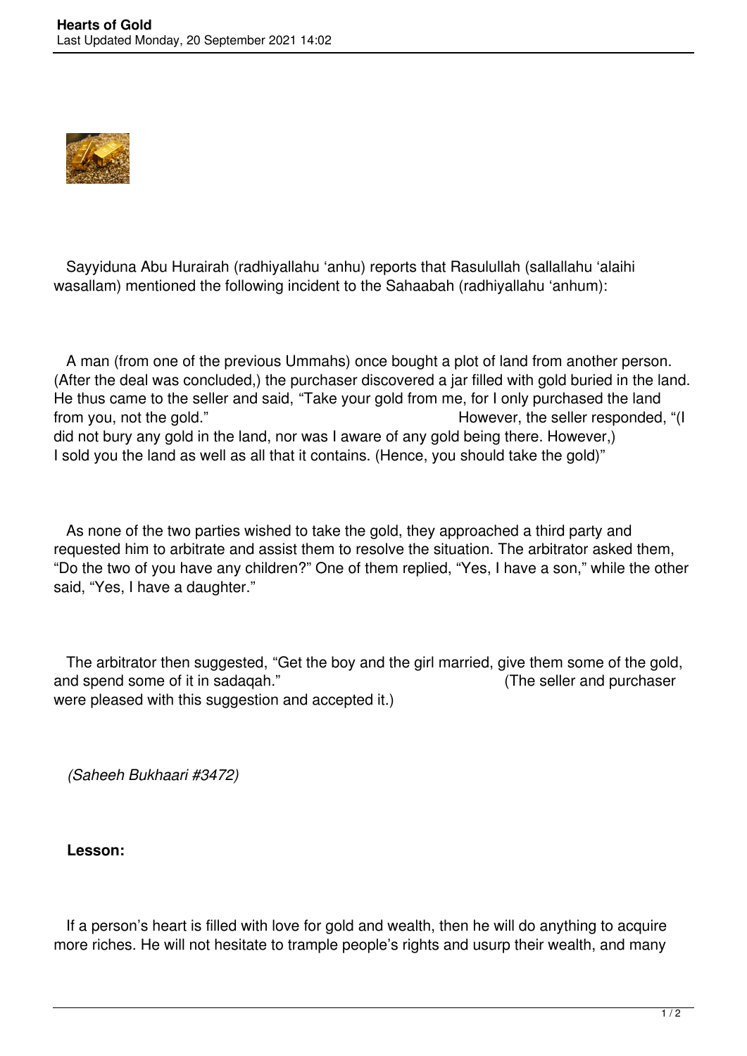Sayyiduna Abu Hurairah (radhiyallahu ‘anhu) reports that Rasulullah (sallallahu ‘alaihi wasallam) mentioned the following incident to the Sahaabah (radhiyallahu ‘anhum):

A man (from one of the previous Ummahs) once bought a plot of land from another person. (After the deal was concluded,) the purchaser discovered a jar filled with gold buried in the land. He thus came to the seller and said, “Take your gold from me, for I only purchased the land from you, not the gold.” However, the seller responded, “(I did not bury any gold in the land, nor was I aware of any gold being there. However,) I sold you the land as well as all that it contains. (Hence, you should take the gold)”

As none of the two parties wished to take the gold, they approached a third party and requested him to arbitrate and assist them to resolve the situation. The arbitrator asked them, “Do the two of you have any children?” One of them replied, “Yes, I have a son,” while the other said, “Yes, I have a daughter.”

The arbitrator then suggested, “Get the boy and the girl married, give them some of the gold, and spend some of it in sadaqah.” (The seller and purchaser were pleased with this suggestion and accepted it.)

*(Saheeh Bukhaari #3472)*

**Lesson:**

If a person’s heart is filled with love for gold and wealth, then he will do anything to acquire more riches. He will not hesitate to trample people’s rights and usurp their wealth, and many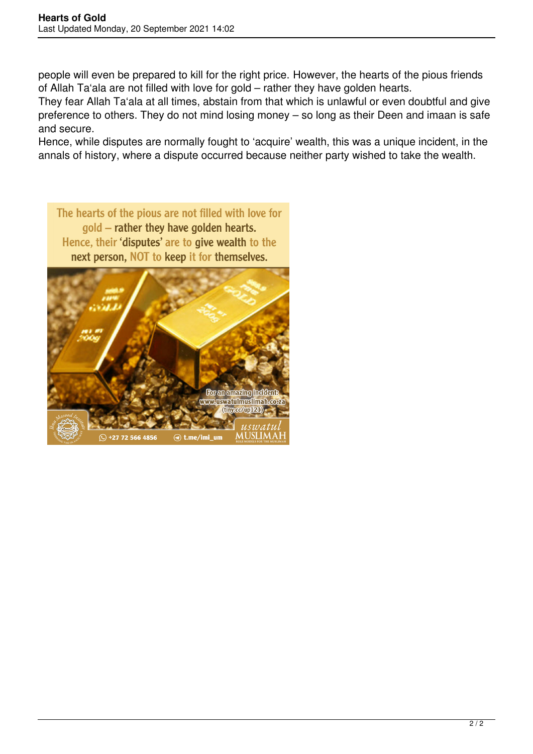people will even be prepared to kill for the right price. However, the hearts of the pious friends of Allah Ta'ala are not filled with love for gold – rather they have golden hearts.
They fear Allah Ta'ala at all times, abstain from that which is unlawful or even doubtful and give preference to others. They do not mind losing money – so long as their Deen and imaan is safe and secure.
Hence, while disputes are normally fought to 'acquire' wealth, this was a unique incident, in the annals of history, where a dispute occurred because neither party wished to take the wealth.